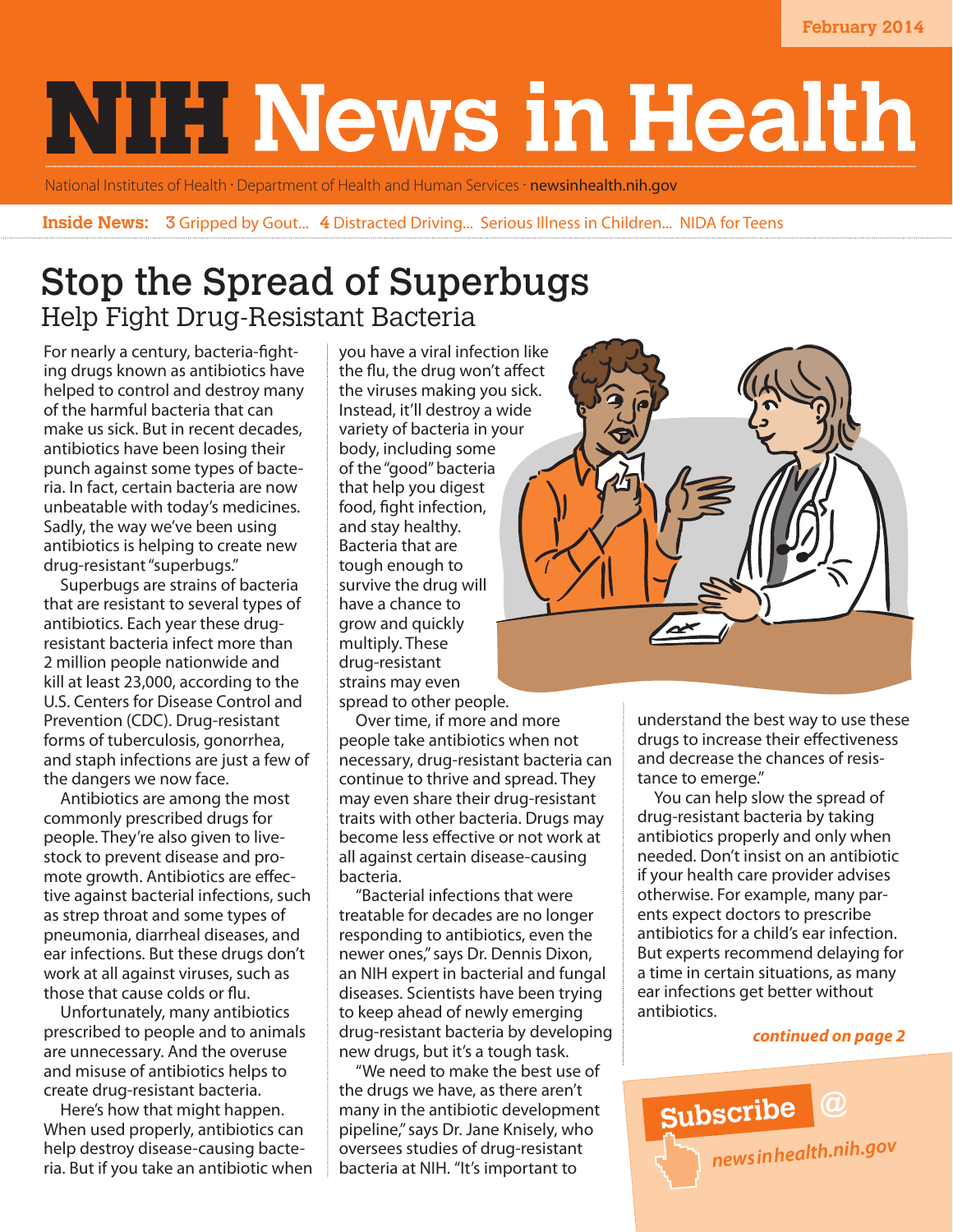February 2014

# NIH News in Health

National Institutes of Health · Department of Health and Human Services · newsinhealth.nih.gov

**Inside News:** 3 Gripped by Gout... 4 Distracted Driving... Serious Illness in Children... NIDA for Teens

## Stop the Spread of Superbugs

### Help Fight Drug-Resistant Bacteria

For nearly a century, bacteria-fighting drugs known as antibiotics have helped to control and destroy many of the harmful bacteria that can make us sick. But in recent decades, antibiotics have been losing their punch against some types of bacteria. In fact, certain bacteria are now unbeatable with today's medicines. Sadly, the way we've been using antibiotics is helping to create new drug-resistant "superbugs."

Superbugs are strains of bacteria that are resistant to several types of antibiotics. Each year these drug-resistant bacteria infect more than 2 million people nationwide and kill at least 23,000, according to the U.S. Centers for Disease Control and Prevention (CDC). Drug-resistant forms of tuberculosis, gonorrhea, and staph infections are just a few of the dangers we now face.

Antibiotics are among the most commonly prescribed drugs for people. They're also given to livestock to prevent disease and promote growth. Antibiotics are effective against bacterial infections, such as strep throat and some types of pneumonia, diarrheal diseases, and ear infections. But these drugs don't work at all against viruses, such as those that cause colds or flu.

Unfortunately, many antibiotics prescribed to people and to animals are unnecessary. And the overuse and misuse of antibiotics helps to create drug-resistant bacteria.

Here's how that might happen. When used properly, antibiotics can help destroy disease-causing bacteria. But if you take an antibiotic when you have a viral infection like the flu, the drug won't affect the viruses making you sick. Instead, it'll destroy a wide variety of bacteria in your body, including some of the "good" bacteria that help you digest food, fight infection, and stay healthy. Bacteria that are tough enough to survive the drug will have a chance to grow and quickly multiply. These drug-resistant strains may even spread to other people.

Over time, if more and more people take antibiotics when not necessary, drug-resistant bacteria can continue to thrive and spread. They may even share their drug-resistant traits with other bacteria. Drugs may become less effective or not work at all against certain disease-causing bacteria.

"Bacterial infections that were treatable for decades are no longer responding to antibiotics, even the newer ones," says Dr. Dennis Dixon, an NIH expert in bacterial and fungal diseases. Scientists have been trying to keep ahead of newly emerging drug-resistant bacteria by developing new drugs, but it's a tough task.

"We need to make the best use of the drugs we have, as there aren't many in the antibiotic development pipeline," says Dr. Jane Knisely, who oversees studies of drug-resistant bacteria at NIH. "It's important to understand the best way to use these drugs to increase their effectiveness and decrease the chances of resistance to emerge."

You can help slow the spread of drug-resistant bacteria by taking antibiotics properly and only when needed. Don't insist on an antibiotic if your health care provider advises otherwise. For example, many parents expect doctors to prescribe antibiotics for a child's ear infection. But experts recommend delaying for a time in certain situations, as many ear infections get better without antibiotics.

***continued on page 2***

**Subscribe @** *newsinhealth.nih.gov*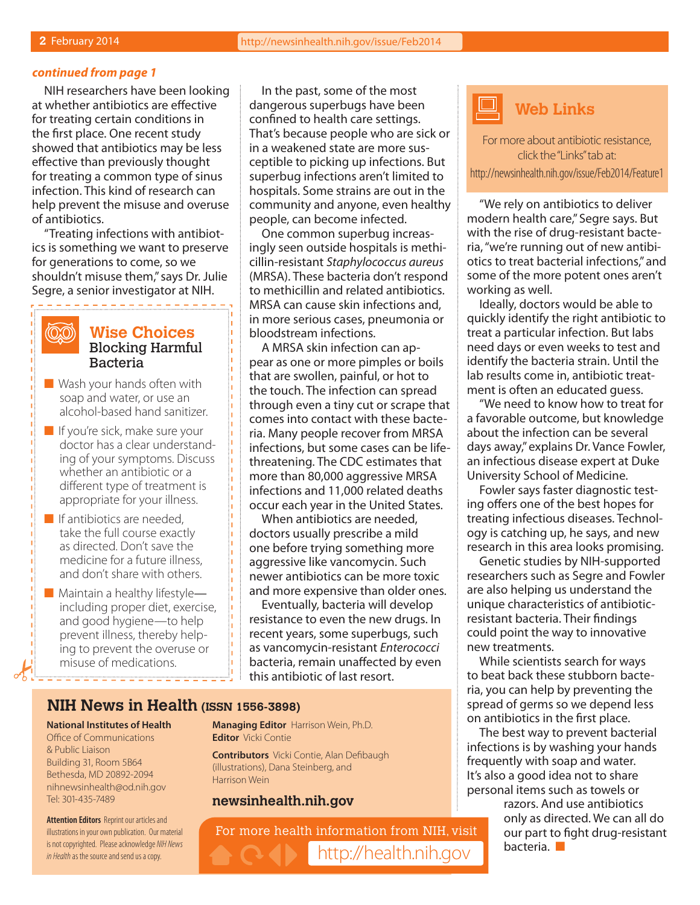*continued from page 1*

NIH researchers have been looking at whether antibiotics are effective for treating certain conditions in the first place. One recent study showed that antibiotics may be less effective than previously thought for treating a common type of sinus infection. This kind of research can help prevent the misuse and overuse of antibiotics.

"Treating infections with antibiotics is something we want to preserve for generations to come, so we shouldn't misuse them," says Dr. Julie Segre, a senior investigator at NIH.

## Wise Choices
### Blocking Harmful Bacteria

- Wash your hands often with soap and water, or use an alcohol-based hand sanitizer.
- If you're sick, make sure your doctor has a clear understanding of your symptoms. Discuss whether an antibiotic or a different type of treatment is appropriate for your illness.
- If antibiotics are needed, take the full course exactly as directed. Don't save the medicine for a future illness, and don't share with others.
- Maintain a healthy lifestyle—including proper diet, exercise, and good hygiene—to help prevent illness, thereby helping to prevent the overuse or misuse of medications.

In the past, some of the most dangerous superbugs have been confined to health care settings. That's because people who are sick or in a weakened state are more susceptible to picking up infections. But superbug infections aren't limited to hospitals. Some strains are out in the community and anyone, even healthy people, can become infected.

One common superbug increasingly seen outside hospitals is methicillin-resistant *Staphylococcus aureus* (MRSA). These bacteria don't respond to methicillin and related antibiotics. MRSA can cause skin infections and, in more serious cases, pneumonia or bloodstream infections.

A MRSA skin infection can appear as one or more pimples or boils that are swollen, painful, or hot to the touch. The infection can spread through even a tiny cut or scrape that comes into contact with these bacteria. Many people recover from MRSA infections, but some cases can be life-threatening. The CDC estimates that more than 80,000 aggressive MRSA infections and 11,000 related deaths occur each year in the United States.

When antibiotics are needed, doctors usually prescribe a mild one before trying something more aggressive like vancomycin. Such newer antibiotics can be more toxic and more expensive than older ones.

Eventually, bacteria will develop resistance to even the new drugs. In recent years, some superbugs, such as vancomycin-resistant *Enterococci* bacteria, remain unaffected by even this antibiotic of last resort.

## Web Links

For more about antibiotic resistance, click the "Links" tab at: http://newsinhealth.nih.gov/issue/Feb2014/Feature1

"We rely on antibiotics to deliver modern health care," Segre says. But with the rise of drug-resistant bacteria, "we're running out of new antibiotics to treat bacterial infections," and some of the more potent ones aren't working as well.

Ideally, doctors would be able to quickly identify the right antibiotic to treat a particular infection. But labs need days or even weeks to test and identify the bacteria strain. Until the lab results come in, antibiotic treatment is often an educated guess.

"We need to know how to treat for a favorable outcome, but knowledge about the infection can be several days away," explains Dr. Vance Fowler, an infectious disease expert at Duke University School of Medicine.

Fowler says faster diagnostic testing offers one of the best hopes for treating infectious diseases. Technology is catching up, he says, and new research in this area looks promising.

Genetic studies by NIH-supported researchers such as Segre and Fowler are also helping us understand the unique characteristics of antibiotic-resistant bacteria. Their findings could point the way to innovative new treatments.

While scientists search for ways to beat back these stubborn bacteria, you can help by preventing the spread of germs so we depend less on antibiotics in the first place.

The best way to prevent bacterial infections is by washing your hands frequently with soap and water. It's also a good idea not to share personal items such as towels or razors. And use antibiotics only as directed. We can all do our part to fight drug-resistant bacteria. ■

## NIH News in Health (ISSN 1556-3898)

**National Institutes of Health**
Office of Communications
& Public Liaison
Building 31, Room 5B64
Bethesda, MD 20892-2094
nihnewsinhealth@od.nih.gov
Tel: 301-435-7489

**Managing Editor** Harrison Wein, Ph.D.
**Editor** Vicki Contie

**Contributors** Vicki Contie, Alan Defibaugh (illustrations), Dana Steinberg, and Harrison Wein

**newsinhealth.nih.gov**

**Attention Editors** Reprint our articles and illustrations in your own publication. Our material is not copyrighted. Please acknowledge *NIH News in Health* as the source and send us a copy.

For more health information from NIH, visit http://health.nih.gov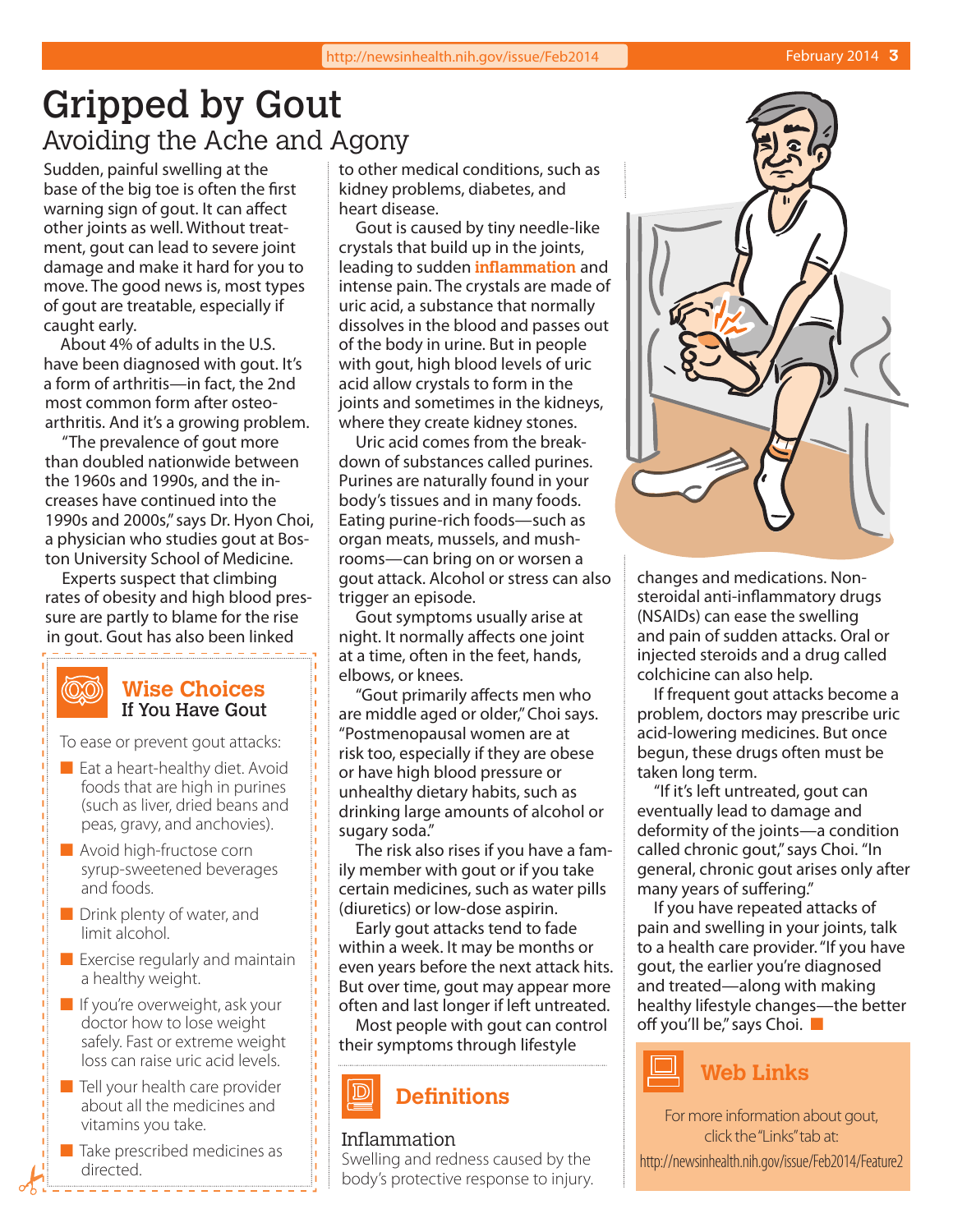# Gripped by Gout

## Avoiding the Ache and Agony

Sudden, painful swelling at the base of the big toe is often the first warning sign of gout. It can affect other joints as well. Without treatment, gout can lead to severe joint damage and make it hard for you to move. The good news is, most types of gout are treatable, especially if caught early.

About 4% of adults in the U.S. have been diagnosed with gout. It's a form of arthritis—in fact, the 2nd most common form after osteoarthritis. And it's a growing problem.

"The prevalence of gout more than doubled nationwide between the 1960s and 1990s, and the increases have continued into the 1990s and 2000s," says Dr. Hyon Choi, a physician who studies gout at Boston University School of Medicine.

Experts suspect that climbing rates of obesity and high blood pressure are partly to blame for the rise in gout. Gout has also been linked to other medical conditions, such as kidney problems, diabetes, and heart disease.

Gout is caused by tiny needle-like crystals that build up in the joints, leading to sudden **inflammation** and intense pain. The crystals are made of uric acid, a substance that normally dissolves in the blood and passes out of the body in urine. But in people with gout, high blood levels of uric acid allow crystals to form in the joints and sometimes in the kidneys, where they create kidney stones.

Uric acid comes from the breakdown of substances called purines. Purines are naturally found in your body's tissues and in many foods. Eating purine-rich foods—such as organ meats, mussels, and mushrooms—can bring on or worsen a gout attack. Alcohol or stress can also trigger an episode.

Gout symptoms usually arise at night. It normally affects one joint at a time, often in the feet, hands, elbows, or knees.

"Gout primarily affects men who are middle aged or older," Choi says. "Postmenopausal women are at risk too, especially if they are obese or have high blood pressure or unhealthy dietary habits, such as drinking large amounts of alcohol or sugary soda."

The risk also rises if you have a family member with gout or if you take certain medicines, such as water pills (diuretics) or low-dose aspirin.

Early gout attacks tend to fade within a week. It may be months or even years before the next attack hits. But over time, gout may appear more often and last longer if left untreated.

Most people with gout can control their symptoms through lifestyle changes and medications. Nonsteroidal anti-inflammatory drugs (NSAIDs) can ease the swelling and pain of sudden attacks. Oral or injected steroids and a drug called colchicine can also help.

If frequent gout attacks become a problem, doctors may prescribe uric acid-lowering medicines. But once begun, these drugs often must be taken long term.

"If it's left untreated, gout can eventually lead to damage and deformity of the joints—a condition called chronic gout," says Choi. "In general, chronic gout arises only after many years of suffering."

If you have repeated attacks of pain and swelling in your joints, talk to a health care provider. "If you have gout, the earlier you're diagnosed and treated—along with making healthy lifestyle changes—the better off you'll be," says Choi.

### Wise Choices
#### If You Have Gout

To ease or prevent gout attacks:

- Eat a heart-healthy diet. Avoid foods that are high in purines (such as liver, dried beans and peas, gravy, and anchovies).
- Avoid high-fructose corn syrup-sweetened beverages and foods.
- Drink plenty of water, and limit alcohol.
- Exercise regularly and maintain a healthy weight.
- If you're overweight, ask your doctor how to lose weight safely. Fast or extreme weight loss can raise uric acid levels.
- Tell your health care provider about all the medicines and vitamins you take.
- Take prescribed medicines as directed.

### Definitions

**Inflammation**
Swelling and redness caused by the body's protective response to injury.

### Web Links

For more information about gout, click the "Links" tab at:
http://newsinhealth.nih.gov/issue/Feb2014/Feature2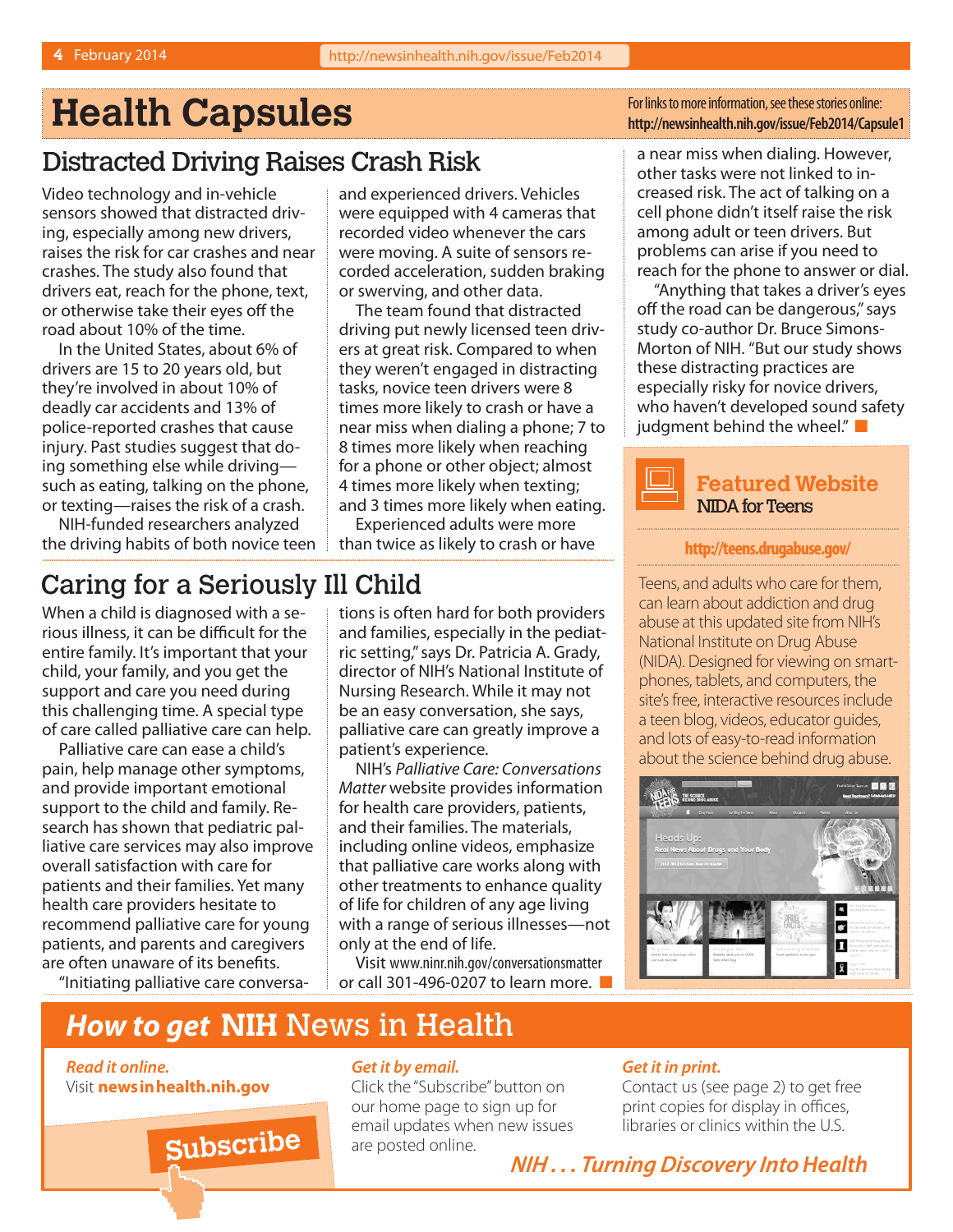# Health Capsules

For links to more information, see these stories online: http://newsinhealth.nih.gov/issue/Feb2014/Capsule1

## Distracted Driving Raises Crash Risk

Video technology and in-vehicle sensors showed that distracted driving, especially among new drivers, raises the risk for car crashes and near crashes. The study also found that drivers eat, reach for the phone, text, or otherwise take their eyes off the road about 10% of the time.

In the United States, about 6% of drivers are 15 to 20 years old, but they're involved in about 10% of deadly car accidents and 13% of police-reported crashes that cause injury. Past studies suggest that doing something else while driving—such as eating, talking on the phone, or texting—raises the risk of a crash.

NIH-funded researchers analyzed the driving habits of both novice teen and experienced drivers. Vehicles were equipped with 4 cameras that recorded video whenever the cars were moving. A suite of sensors recorded acceleration, sudden braking or swerving, and other data.

The team found that distracted driving put newly licensed teen drivers at great risk. Compared to when they weren't engaged in distracting tasks, novice teen drivers were 8 times more likely to crash or have a near miss when dialing a phone; 7 to 8 times more likely when reaching for a phone or other object; almost 4 times more likely when texting; and 3 times more likely when eating.

Experienced adults were more than twice as likely to crash or have a near miss when dialing. However, other tasks were not linked to increased risk. The act of talking on a cell phone didn't itself raise the risk among adult or teen drivers. But problems can arise if you need to reach for the phone to answer or dial.

"Anything that takes a driver's eyes off the road can be dangerous," says study co-author Dr. Bruce Simons-Morton of NIH. "But our study shows these distracting practices are especially risky for novice drivers, who haven't developed sound safety judgment behind the wheel."

## Caring for a Seriously Ill Child

When a child is diagnosed with a serious illness, it can be difficult for the entire family. It's important that your child, your family, and you get the support and care you need during this challenging time. A special type of care called palliative care can help.

Palliative care can ease a child's pain, help manage other symptoms, and provide important emotional support to the child and family. Research has shown that pediatric palliative care services may also improve overall satisfaction with care for patients and their families. Yet many health care providers hesitate to recommend palliative care for young patients, and parents and caregivers are often unaware of its benefits.

"Initiating palliative care conversations is often hard for both providers and families, especially in the pediatric setting," says Dr. Patricia A. Grady, director of NIH's National Institute of Nursing Research. While it may not be an easy conversation, she says, palliative care can greatly improve a patient's experience.

NIH's *Palliative Care: Conversations Matter* website provides information for health care providers, patients, and their families. The materials, including online videos, emphasize that palliative care works along with other treatments to enhance quality of life for children of any age living with a range of serious illnesses—not only at the end of life.

Visit www.ninr.nih.gov/conversationsmatter or call 301-496-0207 to learn more.

## Featured Website

### NIDA for Teens

http://teens.drugabuse.gov/

Teens, and adults who care for them, can learn about addiction and drug abuse at this updated site from NIH's National Institute on Drug Abuse (NIDA). Designed for viewing on smartphones, tablets, and computers, the site's free, interactive resources include a teen blog, videos, educator guides, and lots of easy-to-read information about the science behind drug abuse.

## *How to get* NIH News in Health

***Read it online.***
Visit **newsinhealth.nih.gov**

Subscribe

***Get it by email.***
Click the "Subscribe" button on our home page to sign up for email updates when new issues are posted online.

***Get it in print.***
Contact us (see page 2) to get free print copies for display in offices, libraries or clinics within the U.S.

***NIH . . . Turning Discovery Into Health***